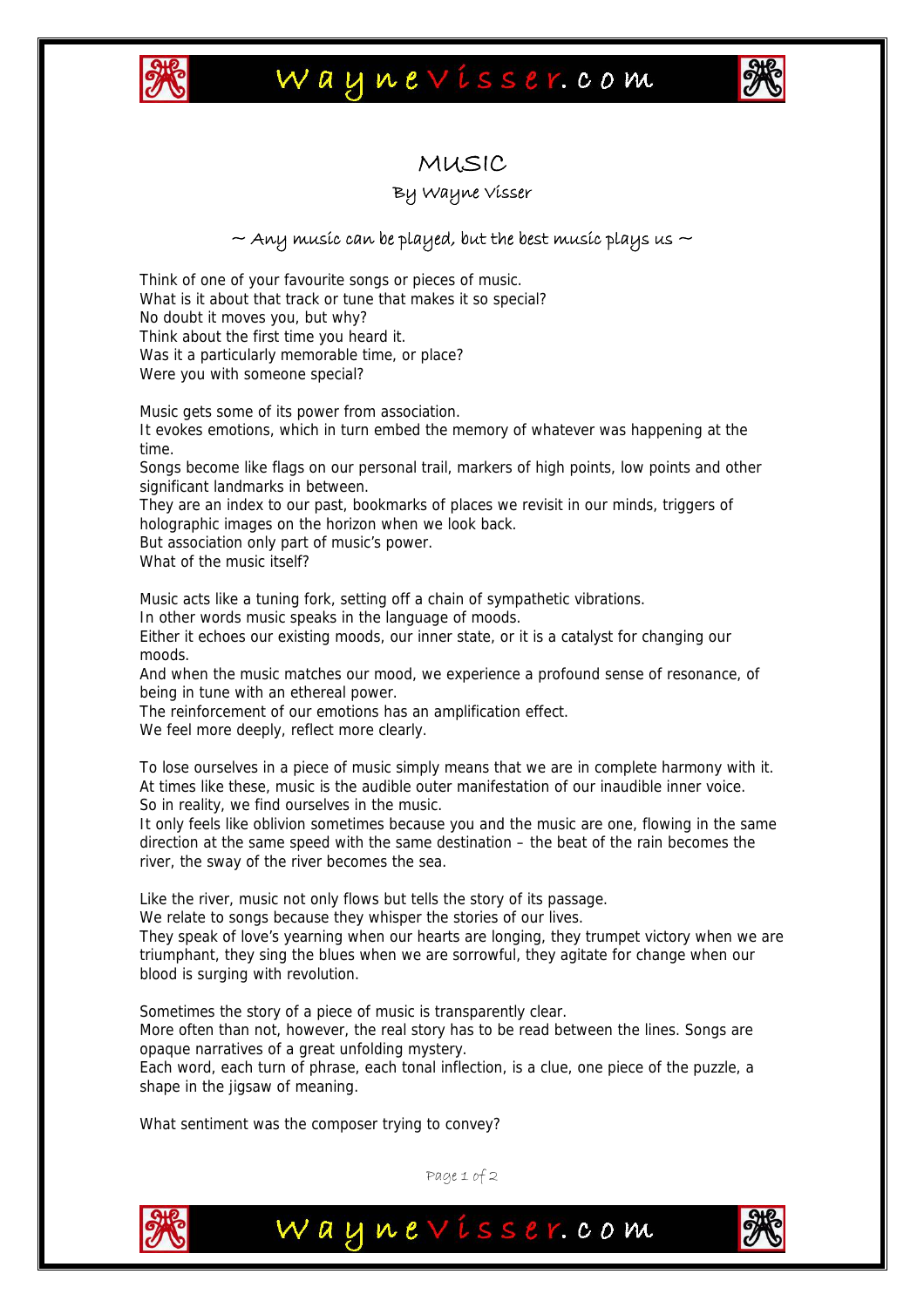# MUSIC

By Wayne Visser

*~ Any music can be played, but the best music plays us ~*

Think of one of your favourite songs or pieces of music.
What is it about that track or tune that makes it so special?
No doubt it moves you, but why?
Think about the first time you heard it.
Was it a particularly memorable time, or place?
Were you with someone special?

Music gets some of its power from association.
It evokes emotions, which in turn embed the memory of whatever was happening at the time.
Songs become like flags on our personal trail, markers of high points, low points and other significant landmarks in between.
They are an index to our past, bookmarks of places we revisit in our minds, triggers of holographic images on the horizon when we look back.
But association only part of music's power.
What of the music itself?

Music acts like a tuning fork, setting off a chain of sympathetic vibrations.
In other words music speaks in the language of moods.
Either it echoes our existing moods, our inner state, or it is a catalyst for changing our moods.
And when the music matches our mood, we experience a profound sense of resonance, of being in tune with an ethereal power.
The reinforcement of our emotions has an amplification effect.
We feel more deeply, reflect more clearly.

To lose ourselves in a piece of music simply means that we are in complete harmony with it.
At times like these, music is the audible outer manifestation of our inaudible inner voice.
So in reality, we find ourselves in the music.
It only feels like oblivion sometimes because you and the music are one, flowing in the same direction at the same speed with the same destination – the beat of the rain becomes the river, the sway of the river becomes the sea.

Like the river, music not only flows but tells the story of its passage.
We relate to songs because they whisper the stories of our lives.
They speak of love's yearning when our hearts are longing, they trumpet victory when we are triumphant, they sing the blues when we are sorrowful, they agitate for change when our blood is surging with revolution.

Sometimes the story of a piece of music is transparently clear.
More often than not, however, the real story has to be read between the lines. Songs are opaque narratives of a great unfolding mystery.
Each word, each turn of phrase, each tonal inflection, is a clue, one piece of the puzzle, a shape in the jigsaw of meaning.

What sentiment was the composer trying to convey?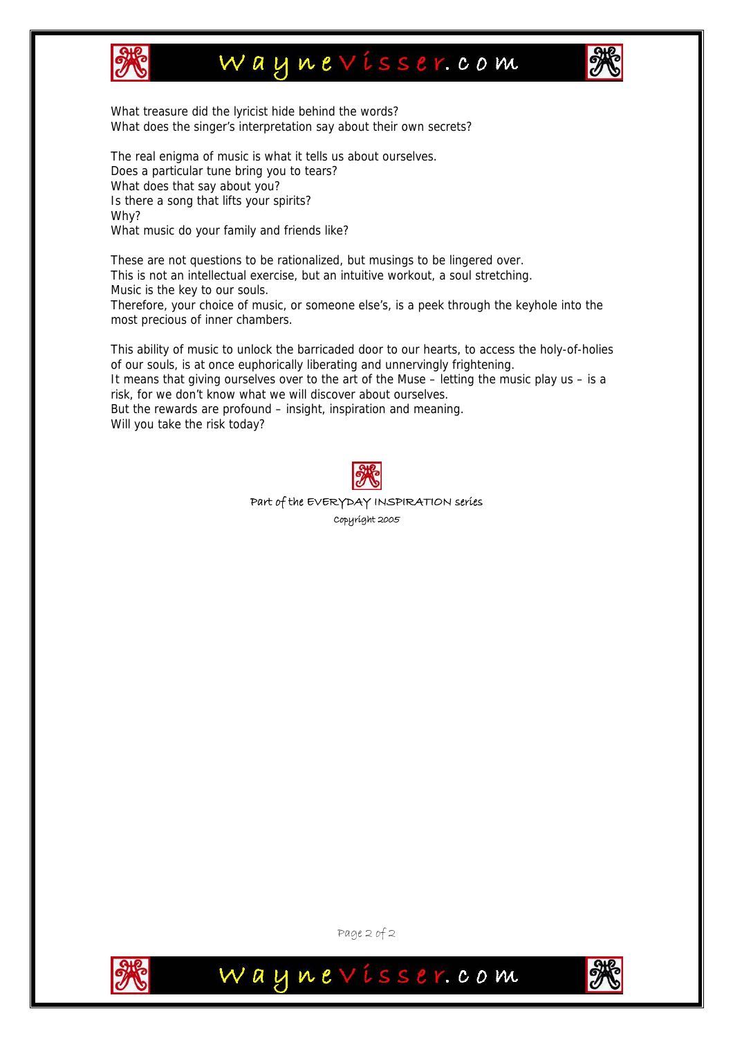What treasure did the lyricist hide behind the words?
What does the singer's interpretation say about their own secrets?

The real enigma of music is what it tells us about ourselves.
Does a particular tune bring you to tears?
What does that say about you?
Is there a song that lifts your spirits?
Why?
What music do your family and friends like?

These are not questions to be rationalized, but musings to be lingered over.
This is not an intellectual exercise, but an intuitive workout, a soul stretching.
Music is the key to our souls.
Therefore, your choice of music, or someone else's, is a peek through the keyhole into the most precious of inner chambers.

This ability of music to unlock the barricaded door to our hearts, to access the holy-of-holies of our souls, is at once euphorically liberating and unnervingly frightening.
It means that giving ourselves over to the art of the Muse – letting the music play us – is a risk, for we don't know what we will discover about ourselves.
But the rewards are profound – insight, inspiration and meaning.
Will you take the risk today?

Part of the EVERYDAY INSPIRATION series
Copyright 2005